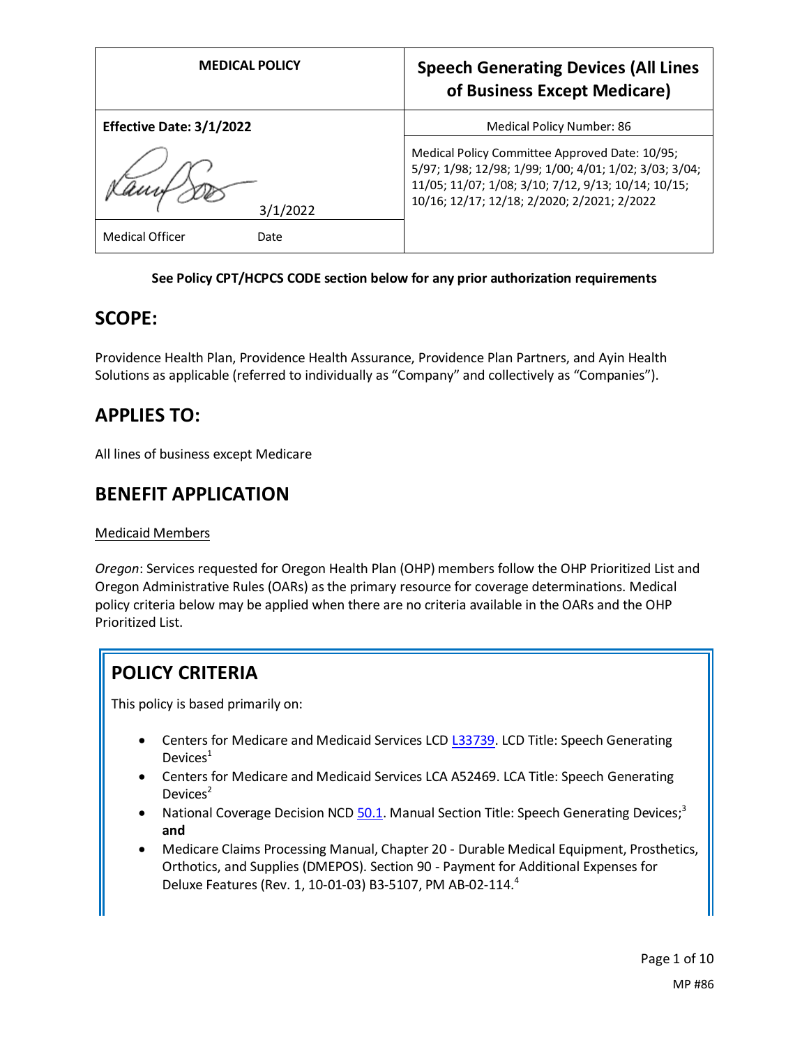| MEDICAL POLICY | Speech Generating Devices (All Lines of Business Except Medicare) |
|---|---|
| **Effective Date: 3/1/2022** | Medical Policy Number: 86 |
| 3/1/2022 | Medical Policy Committee Approved Date: 10/95; 5/97; 1/98; 12/98; 1/99; 1/00; 4/01; 1/02; 3/03; 3/04; 11/05; 11/07; 1/08; 3/10; 7/12, 9/13; 10/14; 10/15; 10/16; 12/17; 12/18; 2/2020; 2/2021; 2/2022 |
| Medical Officer Date | |

**See Policy CPT/HCPCS CODE section below for any prior authorization requirements**

## SCOPE:

Providence Health Plan, Providence Health Assurance, Providence Plan Partners, and Ayin Health Solutions as applicable (referred to individually as "Company" and collectively as "Companies").

## APPLIES TO:

All lines of business except Medicare

## BENEFIT APPLICATION

Medicaid Members

*Oregon*: Services requested for Oregon Health Plan (OHP) members follow the OHP Prioritized List and Oregon Administrative Rules (OARs) as the primary resource for coverage determinations. Medical policy criteria below may be applied when there are no criteria available in the OARs and the OHP Prioritized List.

## POLICY CRITERIA

This policy is based primarily on:

- Centers for Medicare and Medicaid Services LCD L33739. LCD Title: Speech Generating Devices[1]
- Centers for Medicare and Medicaid Services LCA A52469. LCA Title: Speech Generating Devices[2]
- National Coverage Decision NCD 50.1. Manual Section Title: Speech Generating Devices;[3] **and**
- Medicare Claims Processing Manual, Chapter 20 - Durable Medical Equipment, Prosthetics, Orthotics, and Supplies (DMEPOS). Section 90 - Payment for Additional Expenses for Deluxe Features (Rev. 1, 10-01-03) B3-5107, PM AB-02-114.[4]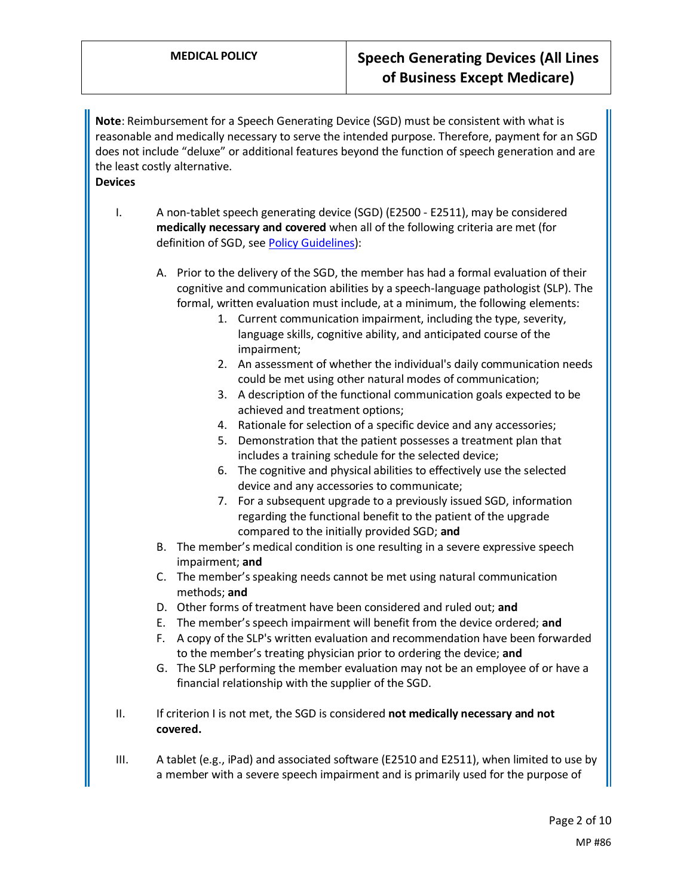**Note**: Reimbursement for a Speech Generating Device (SGD) must be consistent with what is reasonable and medically necessary to serve the intended purpose. Therefore, payment for an SGD does not include "deluxe" or additional features beyond the function of speech generation and are the least costly alternative.

**Devices**

I. A non-tablet speech generating device (SGD) (E2500 - E2511), may be considered **medically necessary and covered** when all of the following criteria are met (for definition of SGD, see Policy Guidelines):

   A. Prior to the delivery of the SGD, the member has had a formal evaluation of their cognitive and communication abilities by a speech-language pathologist (SLP). The formal, written evaluation must include, at a minimum, the following elements:
      1. Current communication impairment, including the type, severity, language skills, cognitive ability, and anticipated course of the impairment;
      2. An assessment of whether the individual's daily communication needs could be met using other natural modes of communication;
      3. A description of the functional communication goals expected to be achieved and treatment options;
      4. Rationale for selection of a specific device and any accessories;
      5. Demonstration that the patient possesses a treatment plan that includes a training schedule for the selected device;
      6. The cognitive and physical abilities to effectively use the selected device and any accessories to communicate;
      7. For a subsequent upgrade to a previously issued SGD, information regarding the functional benefit to the patient of the upgrade compared to the initially provided SGD; **and**

   B. The member's medical condition is one resulting in a severe expressive speech impairment; **and**

   C. The member's speaking needs cannot be met using natural communication methods; **and**

   D. Other forms of treatment have been considered and ruled out; **and**

   E. The member's speech impairment will benefit from the device ordered; **and**

   F. A copy of the SLP's written evaluation and recommendation have been forwarded to the member's treating physician prior to ordering the device; **and**

   G. The SLP performing the member evaluation may not be an employee of or have a financial relationship with the supplier of the SGD.

II. If criterion I is not met, the SGD is considered **not medically necessary and not covered.**

III. A tablet (e.g., iPad) and associated software (E2510 and E2511), when limited to use by a member with a severe speech impairment and is primarily used for the purpose of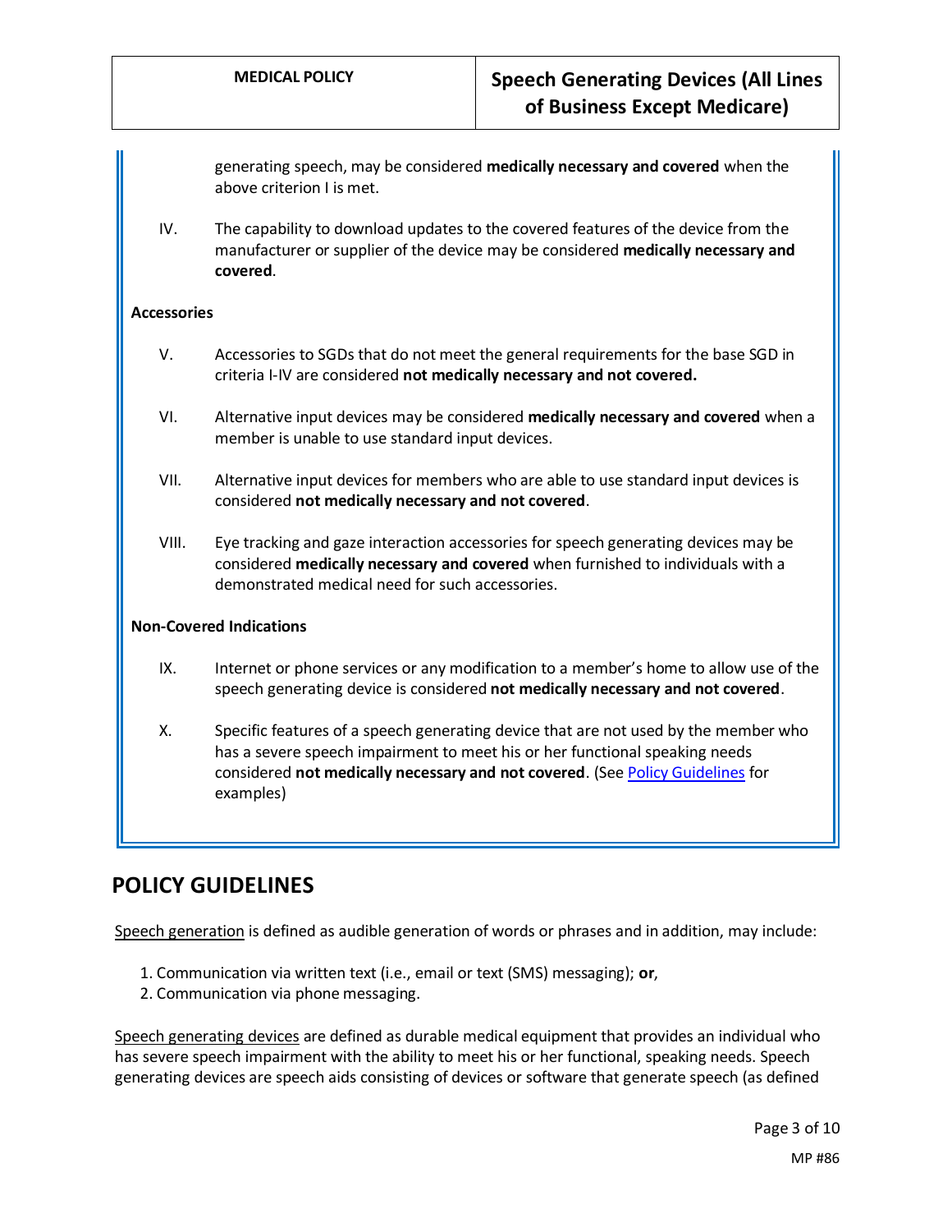generating speech, may be considered **medically necessary and covered** when the above criterion I is met.

IV. The capability to download updates to the covered features of the device from the manufacturer or supplier of the device may be considered **medically necessary and covered**.

**Accessories**

V. Accessories to SGDs that do not meet the general requirements for the base SGD in criteria I-IV are considered **not medically necessary and not covered.**

VI. Alternative input devices may be considered **medically necessary and covered** when a member is unable to use standard input devices.

VII. Alternative input devices for members who are able to use standard input devices is considered **not medically necessary and not covered**.

VIII. Eye tracking and gaze interaction accessories for speech generating devices may be considered **medically necessary and covered** when furnished to individuals with a demonstrated medical need for such accessories.

**Non-Covered Indications**

IX. Internet or phone services or any modification to a member's home to allow use of the speech generating device is considered **not medically necessary and not covered**.

X. Specific features of a speech generating device that are not used by the member who has a severe speech impairment to meet his or her functional speaking needs considered **not medically necessary and not covered**. (See Policy Guidelines for examples)

## POLICY GUIDELINES

Speech generation is defined as audible generation of words or phrases and in addition, may include:

1. Communication via written text (i.e., email or text (SMS) messaging); **or**,
2. Communication via phone messaging.

Speech generating devices are defined as durable medical equipment that provides an individual who has severe speech impairment with the ability to meet his or her functional, speaking needs. Speech generating devices are speech aids consisting of devices or software that generate speech (as defined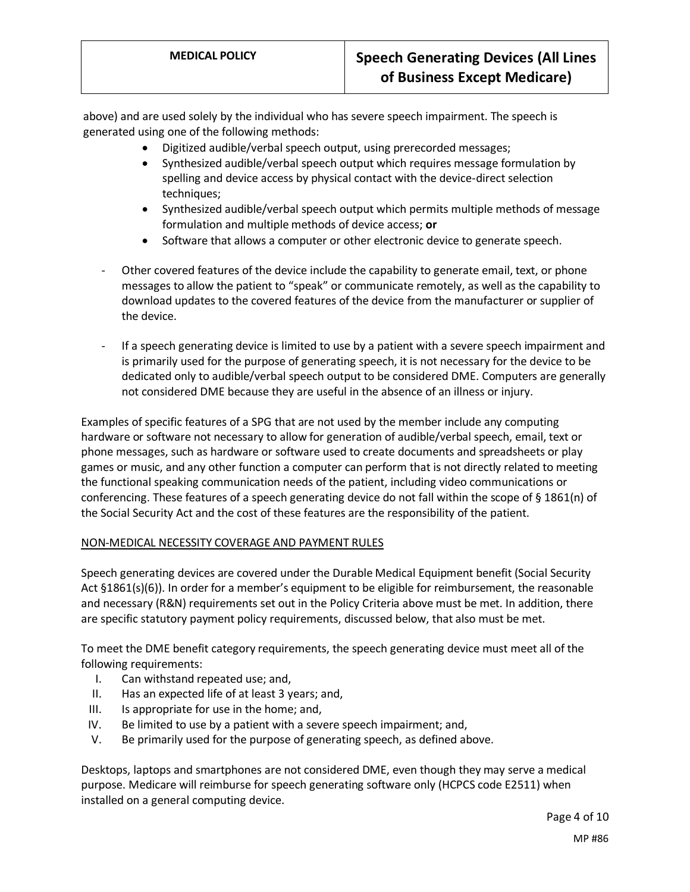above) and are used solely by the individual who has severe speech impairment. The speech is generated using one of the following methods:

- Digitized audible/verbal speech output, using prerecorded messages;
- Synthesized audible/verbal speech output which requires message formulation by spelling and device access by physical contact with the device-direct selection techniques;
- Synthesized audible/verbal speech output which permits multiple methods of message formulation and multiple methods of device access; **or**
- Software that allows a computer or other electronic device to generate speech.

- Other covered features of the device include the capability to generate email, text, or phone messages to allow the patient to "speak" or communicate remotely, as well as the capability to download updates to the covered features of the device from the manufacturer or supplier of the device.

- If a speech generating device is limited to use by a patient with a severe speech impairment and is primarily used for the purpose of generating speech, it is not necessary for the device to be dedicated only to audible/verbal speech output to be considered DME. Computers are generally not considered DME because they are useful in the absence of an illness or injury.

Examples of specific features of a SPG that are not used by the member include any computing hardware or software not necessary to allow for generation of audible/verbal speech, email, text or phone messages, such as hardware or software used to create documents and spreadsheets or play games or music, and any other function a computer can perform that is not directly related to meeting the functional speaking communication needs of the patient, including video communications or conferencing. These features of a speech generating device do not fall within the scope of § 1861(n) of the Social Security Act and the cost of these features are the responsibility of the patient.

<u>NON-MEDICAL NECESSITY COVERAGE AND PAYMENT RULES</u>

Speech generating devices are covered under the Durable Medical Equipment benefit (Social Security Act §1861(s)(6)). In order for a member's equipment to be eligible for reimbursement, the reasonable and necessary (R&N) requirements set out in the Policy Criteria above must be met. In addition, there are specific statutory payment policy requirements, discussed below, that also must be met.

To meet the DME benefit category requirements, the speech generating device must meet all of the following requirements:

I. Can withstand repeated use; and,
II. Has an expected life of at least 3 years; and,
III. Is appropriate for use in the home; and,
IV. Be limited to use by a patient with a severe speech impairment; and,
V. Be primarily used for the purpose of generating speech, as defined above.

Desktops, laptops and smartphones are not considered DME, even though they may serve a medical purpose. Medicare will reimburse for speech generating software only (HCPCS code E2511) when installed on a general computing device.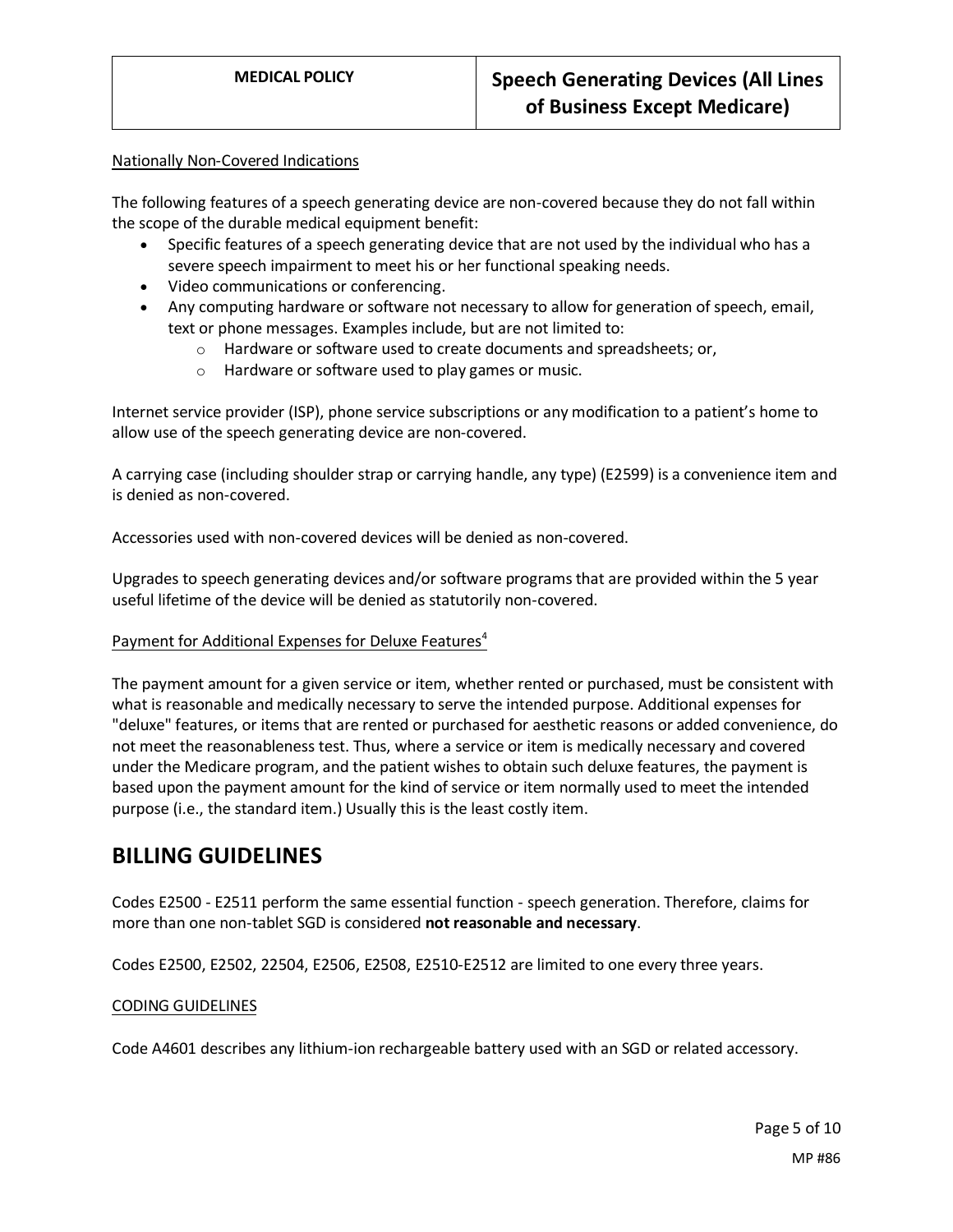Nationally Non-Covered Indications

The following features of a speech generating device are non-covered because they do not fall within the scope of the durable medical equipment benefit:

- Specific features of a speech generating device that are not used by the individual who has a severe speech impairment to meet his or her functional speaking needs.
- Video communications or conferencing.
- Any computing hardware or software not necessary to allow for generation of speech, email, text or phone messages. Examples include, but are not limited to:
  - Hardware or software used to create documents and spreadsheets; or,
  - Hardware or software used to play games or music.

Internet service provider (ISP), phone service subscriptions or any modification to a patient's home to allow use of the speech generating device are non-covered.

A carrying case (including shoulder strap or carrying handle, any type) (E2599) is a convenience item and is denied as non-covered.

Accessories used with non-covered devices will be denied as non-covered.

Upgrades to speech generating devices and/or software programs that are provided within the 5 year useful lifetime of the device will be denied as statutorily non-covered.

Payment for Additional Expenses for Deluxe Features[4]

The payment amount for a given service or item, whether rented or purchased, must be consistent with what is reasonable and medically necessary to serve the intended purpose. Additional expenses for "deluxe" features, or items that are rented or purchased for aesthetic reasons or added convenience, do not meet the reasonableness test. Thus, where a service or item is medically necessary and covered under the Medicare program, and the patient wishes to obtain such deluxe features, the payment is based upon the payment amount for the kind of service or item normally used to meet the intended purpose (i.e., the standard item.) Usually this is the least costly item.

# BILLING GUIDELINES

Codes E2500 - E2511 perform the same essential function - speech generation. Therefore, claims for more than one non-tablet SGD is considered **not reasonable and necessary**.

Codes E2500, E2502, 22504, E2506, E2508, E2510-E2512 are limited to one every three years.

CODING GUIDELINES

Code A4601 describes any lithium-ion rechargeable battery used with an SGD or related accessory.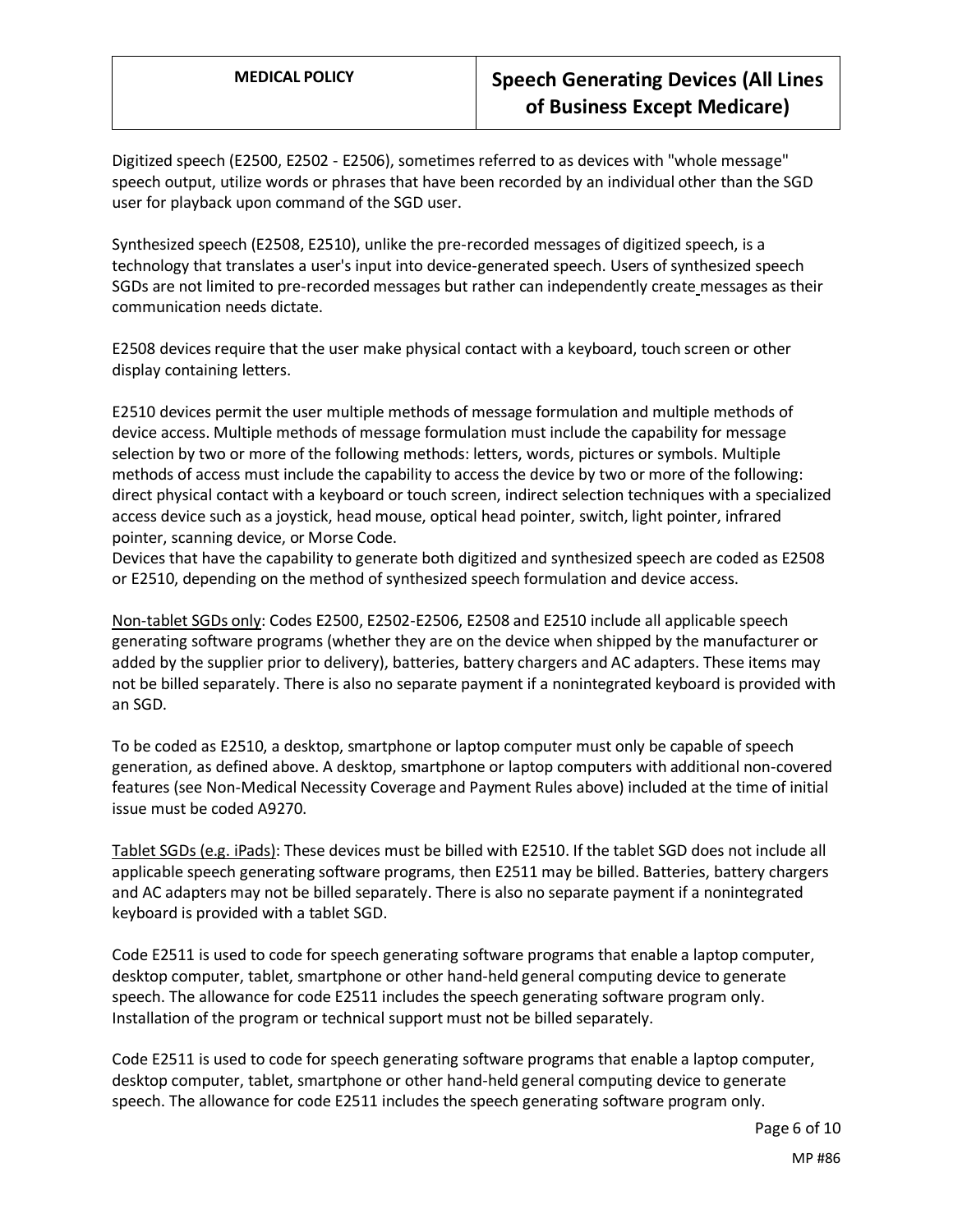Digitized speech (E2500, E2502 - E2506), sometimes referred to as devices with "whole message" speech output, utilize words or phrases that have been recorded by an individual other than the SGD user for playback upon command of the SGD user.

Synthesized speech (E2508, E2510), unlike the pre-recorded messages of digitized speech, is a technology that translates a user's input into device-generated speech. Users of synthesized speech SGDs are not limited to pre-recorded messages but rather can independently create messages as their communication needs dictate.

E2508 devices require that the user make physical contact with a keyboard, touch screen or other display containing letters.

E2510 devices permit the user multiple methods of message formulation and multiple methods of device access. Multiple methods of message formulation must include the capability for message selection by two or more of the following methods: letters, words, pictures or symbols. Multiple methods of access must include the capability to access the device by two or more of the following: direct physical contact with a keyboard or touch screen, indirect selection techniques with a specialized access device such as a joystick, head mouse, optical head pointer, switch, light pointer, infrared pointer, scanning device, or Morse Code.
Devices that have the capability to generate both digitized and synthesized speech are coded as E2508 or E2510, depending on the method of synthesized speech formulation and device access.

Non-tablet SGDs only: Codes E2500, E2502-E2506, E2508 and E2510 include all applicable speech generating software programs (whether they are on the device when shipped by the manufacturer or added by the supplier prior to delivery), batteries, battery chargers and AC adapters. These items may not be billed separately. There is also no separate payment if a nonintegrated keyboard is provided with an SGD.

To be coded as E2510, a desktop, smartphone or laptop computer must only be capable of speech generation, as defined above. A desktop, smartphone or laptop computers with additional non-covered features (see Non-Medical Necessity Coverage and Payment Rules above) included at the time of initial issue must be coded A9270.

Tablet SGDs (e.g. iPads): These devices must be billed with E2510. If the tablet SGD does not include all applicable speech generating software programs, then E2511 may be billed. Batteries, battery chargers and AC adapters may not be billed separately. There is also no separate payment if a nonintegrated keyboard is provided with a tablet SGD.

Code E2511 is used to code for speech generating software programs that enable a laptop computer, desktop computer, tablet, smartphone or other hand-held general computing device to generate speech. The allowance for code E2511 includes the speech generating software program only. Installation of the program or technical support must not be billed separately.

Code E2511 is used to code for speech generating software programs that enable a laptop computer, desktop computer, tablet, smartphone or other hand-held general computing device to generate speech. The allowance for code E2511 includes the speech generating software program only.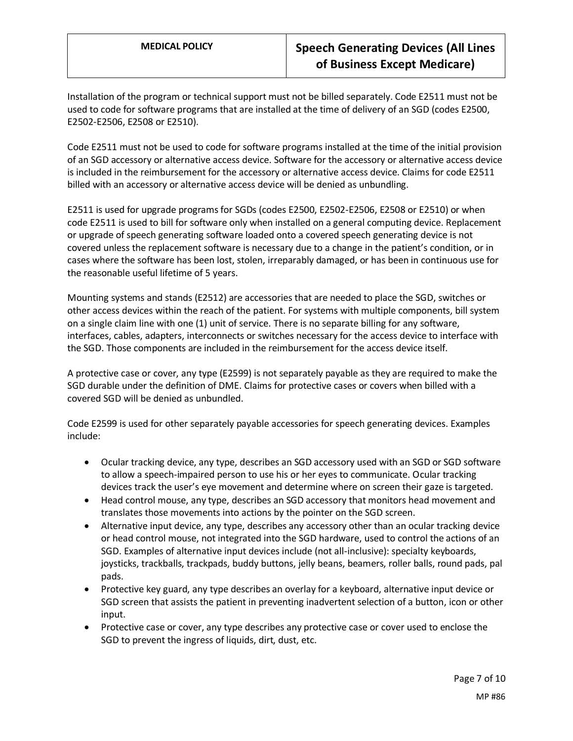Installation of the program or technical support must not be billed separately. Code E2511 must not be used to code for software programs that are installed at the time of delivery of an SGD (codes E2500, E2502-E2506, E2508 or E2510).

Code E2511 must not be used to code for software programs installed at the time of the initial provision of an SGD accessory or alternative access device. Software for the accessory or alternative access device is included in the reimbursement for the accessory or alternative access device. Claims for code E2511 billed with an accessory or alternative access device will be denied as unbundling.

E2511 is used for upgrade programs for SGDs (codes E2500, E2502-E2506, E2508 or E2510) or when code E2511 is used to bill for software only when installed on a general computing device. Replacement or upgrade of speech generating software loaded onto a covered speech generating device is not covered unless the replacement software is necessary due to a change in the patient's condition, or in cases where the software has been lost, stolen, irreparably damaged, or has been in continuous use for the reasonable useful lifetime of 5 years.

Mounting systems and stands (E2512) are accessories that are needed to place the SGD, switches or other access devices within the reach of the patient. For systems with multiple components, bill system on a single claim line with one (1) unit of service. There is no separate billing for any software, interfaces, cables, adapters, interconnects or switches necessary for the access device to interface with the SGD. Those components are included in the reimbursement for the access device itself.

A protective case or cover, any type (E2599) is not separately payable as they are required to make the SGD durable under the definition of DME. Claims for protective cases or covers when billed with a covered SGD will be denied as unbundled.

Code E2599 is used for other separately payable accessories for speech generating devices. Examples include:

- Ocular tracking device, any type, describes an SGD accessory used with an SGD or SGD software to allow a speech-impaired person to use his or her eyes to communicate. Ocular tracking devices track the user's eye movement and determine where on screen their gaze is targeted.
- Head control mouse, any type, describes an SGD accessory that monitors head movement and translates those movements into actions by the pointer on the SGD screen.
- Alternative input device, any type, describes any accessory other than an ocular tracking device or head control mouse, not integrated into the SGD hardware, used to control the actions of an SGD. Examples of alternative input devices include (not all-inclusive): specialty keyboards, joysticks, trackballs, trackpads, buddy buttons, jelly beans, beamers, roller balls, round pads, pal pads.
- Protective key guard, any type describes an overlay for a keyboard, alternative input device or SGD screen that assists the patient in preventing inadvertent selection of a button, icon or other input.
- Protective case or cover, any type describes any protective case or cover used to enclose the SGD to prevent the ingress of liquids, dirt, dust, etc.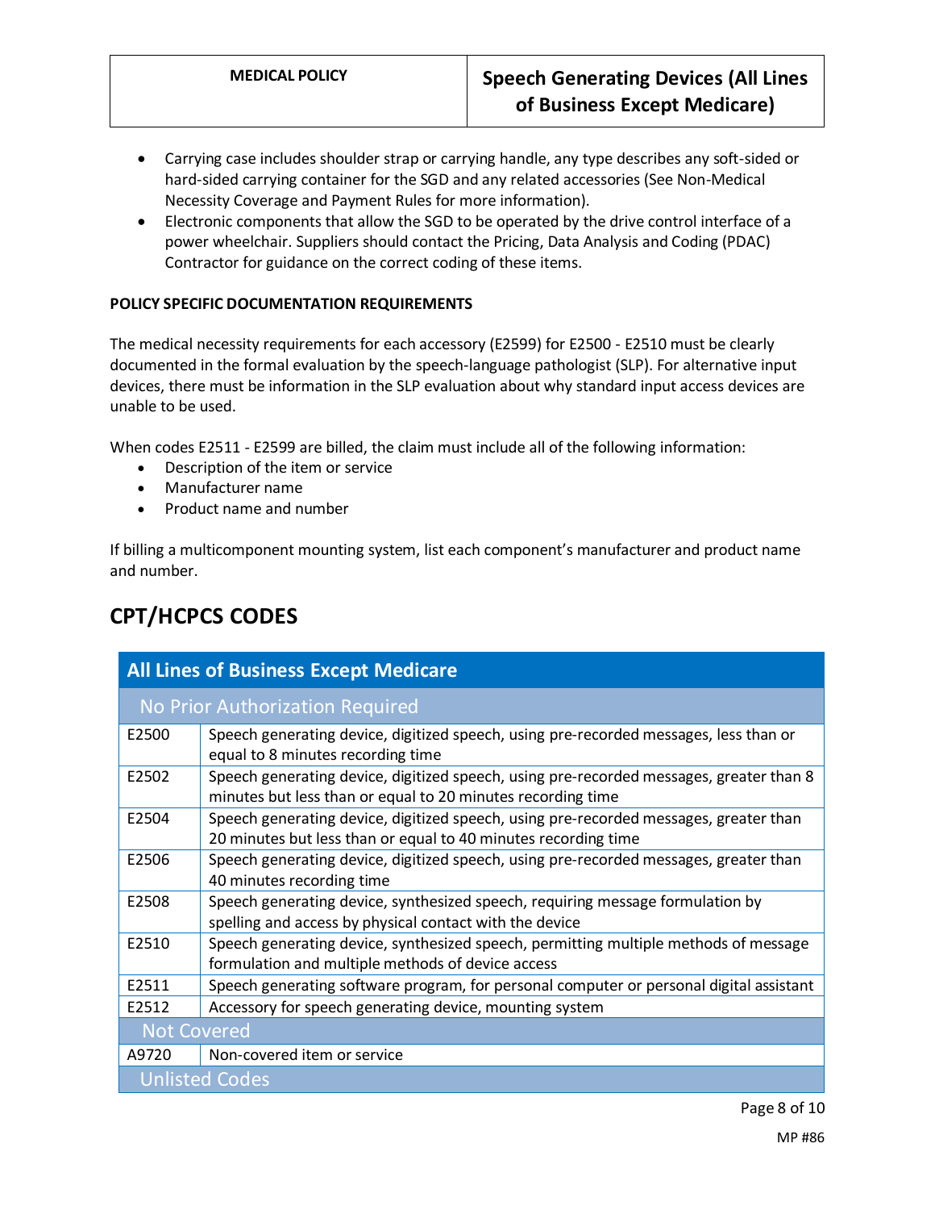- Carrying case includes shoulder strap or carrying handle, any type describes any soft-sided or hard-sided carrying container for the SGD and any related accessories (See Non-Medical Necessity Coverage and Payment Rules for more information).
- Electronic components that allow the SGD to be operated by the drive control interface of a power wheelchair. Suppliers should contact the Pricing, Data Analysis and Coding (PDAC) Contractor for guidance on the correct coding of these items.

**POLICY SPECIFIC DOCUMENTATION REQUIREMENTS**

The medical necessity requirements for each accessory (E2599) for E2500 - E2510 must be clearly documented in the formal evaluation by the speech-language pathologist (SLP). For alternative input devices, there must be information in the SLP evaluation about why standard input access devices are unable to be used.

When codes E2511 - E2599 are billed, the claim must include all of the following information:

- Description of the item or service
- Manufacturer name
- Product name and number

If billing a multicomponent mounting system, list each component's manufacturer and product name and number.

## CPT/HCPCS CODES

| All Lines of Business Except Medicare | |
|---|---|
| **No Prior Authorization Required** | |
| E2500 | Speech generating device, digitized speech, using pre-recorded messages, less than or equal to 8 minutes recording time |
| E2502 | Speech generating device, digitized speech, using pre-recorded messages, greater than 8 minutes but less than or equal to 20 minutes recording time |
| E2504 | Speech generating device, digitized speech, using pre-recorded messages, greater than 20 minutes but less than or equal to 40 minutes recording time |
| E2506 | Speech generating device, digitized speech, using pre-recorded messages, greater than 40 minutes recording time |
| E2508 | Speech generating device, synthesized speech, requiring message formulation by spelling and access by physical contact with the device |
| E2510 | Speech generating device, synthesized speech, permitting multiple methods of message formulation and multiple methods of device access |
| E2511 | Speech generating software program, for personal computer or personal digital assistant |
| E2512 | Accessory for speech generating device, mounting system |
| **Not Covered** | |
| A9720 | Non-covered item or service |
| **Unlisted Codes** | |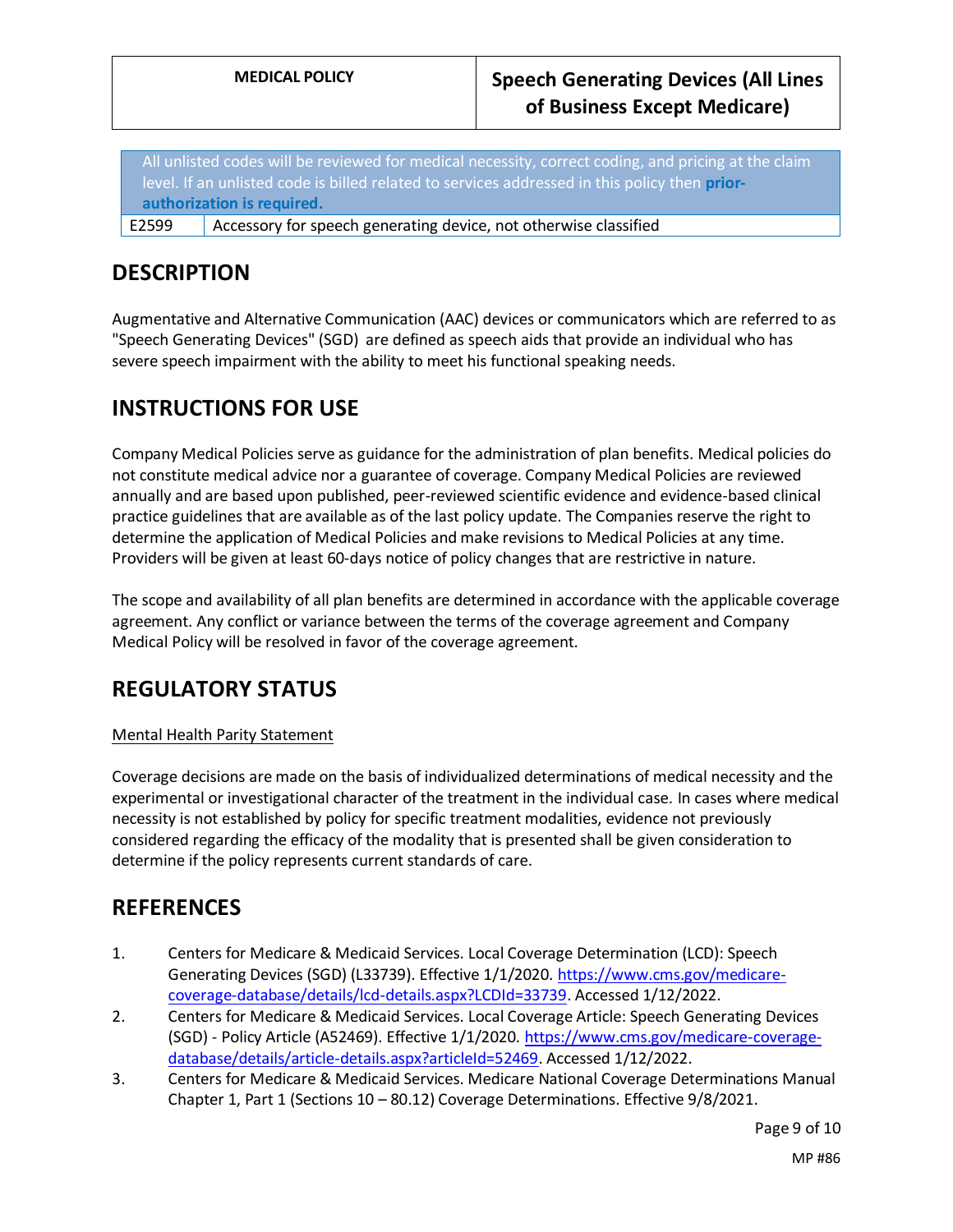| All unlisted codes will be reviewed for medical necessity, correct coding, and pricing at the claim level. If an unlisted code is billed related to services addressed in this policy then **prior-authorization is required.** | |
|---|---|
| E2599 | Accessory for speech generating device, not otherwise classified |

## DESCRIPTION

Augmentative and Alternative Communication (AAC) devices or communicators which are referred to as "Speech Generating Devices" (SGD) are defined as speech aids that provide an individual who has severe speech impairment with the ability to meet his functional speaking needs.

## INSTRUCTIONS FOR USE

Company Medical Policies serve as guidance for the administration of plan benefits. Medical policies do not constitute medical advice nor a guarantee of coverage. Company Medical Policies are reviewed annually and are based upon published, peer-reviewed scientific evidence and evidence-based clinical practice guidelines that are available as of the last policy update. The Companies reserve the right to determine the application of Medical Policies and make revisions to Medical Policies at any time. Providers will be given at least 60-days notice of policy changes that are restrictive in nature.

The scope and availability of all plan benefits are determined in accordance with the applicable coverage agreement. Any conflict or variance between the terms of the coverage agreement and Company Medical Policy will be resolved in favor of the coverage agreement.

## REGULATORY STATUS

Mental Health Parity Statement

Coverage decisions are made on the basis of individualized determinations of medical necessity and the experimental or investigational character of the treatment in the individual case. In cases where medical necessity is not established by policy for specific treatment modalities, evidence not previously considered regarding the efficacy of the modality that is presented shall be given consideration to determine if the policy represents current standards of care.

## REFERENCES

1. Centers for Medicare & Medicaid Services. Local Coverage Determination (LCD): Speech Generating Devices (SGD) (L33739). Effective 1/1/2020. https://www.cms.gov/medicare-coverage-database/details/lcd-details.aspx?LCDId=33739. Accessed 1/12/2022.
2. Centers for Medicare & Medicaid Services. Local Coverage Article: Speech Generating Devices (SGD) - Policy Article (A52469). Effective 1/1/2020. https://www.cms.gov/medicare-coverage-database/details/article-details.aspx?articleId=52469. Accessed 1/12/2022.
3. Centers for Medicare & Medicaid Services. Medicare National Coverage Determinations Manual Chapter 1, Part 1 (Sections 10 – 80.12) Coverage Determinations. Effective 9/8/2021.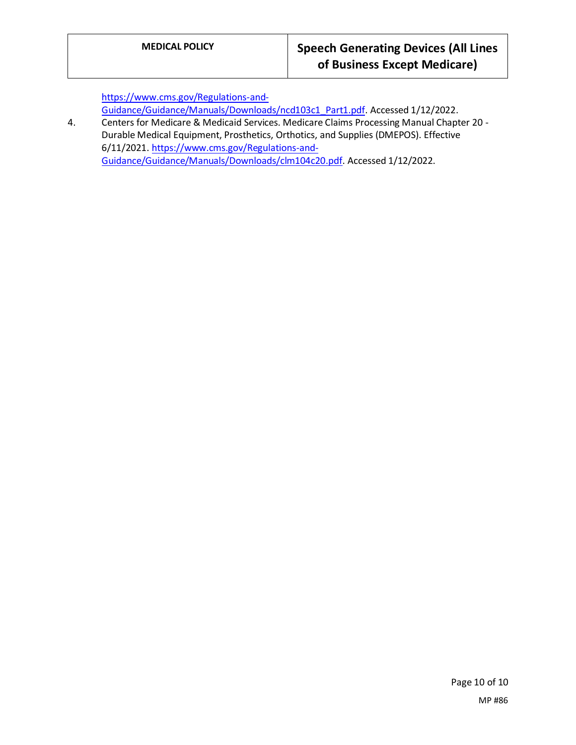https://www.cms.gov/Regulations-and-Guidance/Guidance/Manuals/Downloads/ncd103c1_Part1.pdf. Accessed 1/12/2022.

4. Centers for Medicare & Medicaid Services. Medicare Claims Processing Manual Chapter 20 - Durable Medical Equipment, Prosthetics, Orthotics, and Supplies (DMEPOS). Effective 6/11/2021. https://www.cms.gov/Regulations-and-Guidance/Guidance/Manuals/Downloads/clm104c20.pdf. Accessed 1/12/2022.